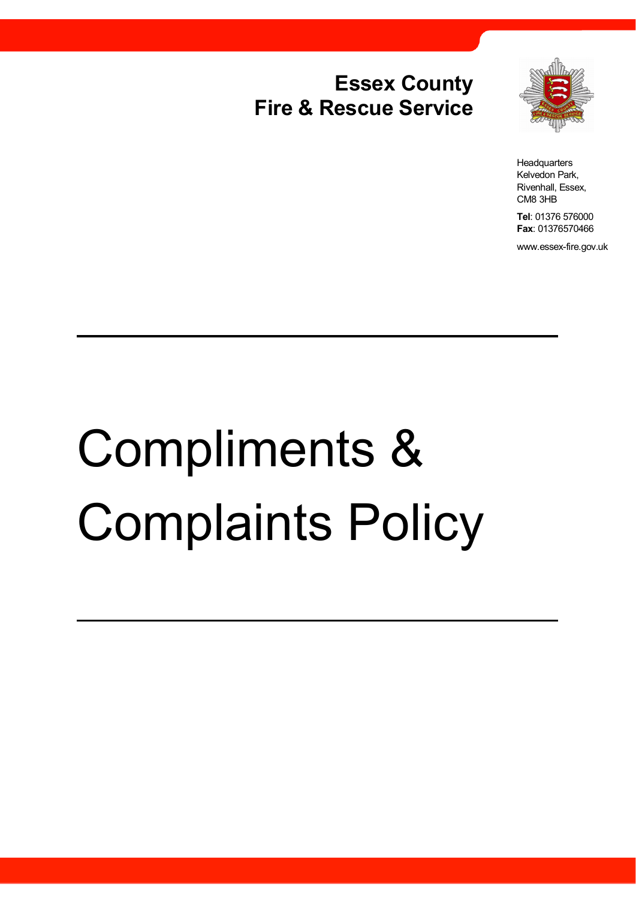**Essex County**
**Fire & Rescue Service**

Headquarters
Kelvedon Park,
Rivenhall, Essex,
CM8 3HB

**Tel**: 01376 576000
**Fax**: 01376570466

www.essex-fire.gov.uk

---

# Compliments & Complaints Policy

---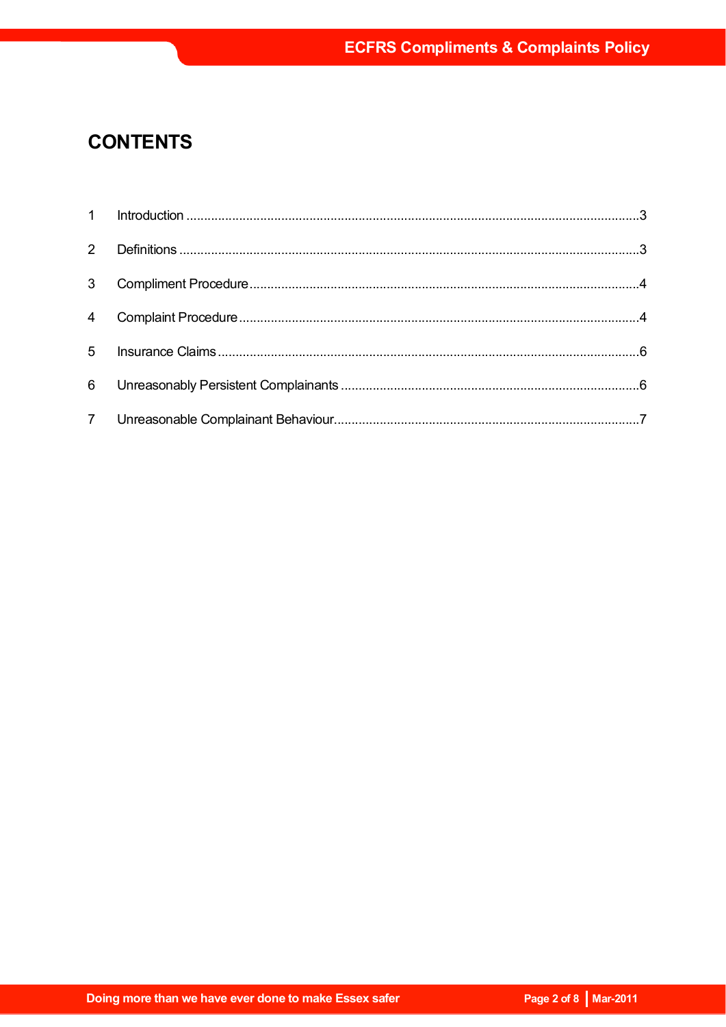# CONTENTS

1 Introduction ....................................................................................................................3

2 Definitions ......................................................................................................................3

3 Compliment Procedure...................................................................................................4

4 Complaint Procedure......................................................................................................4

5 Insurance Claims ............................................................................................................6

6 Unreasonably Persistent Complainants ...........................................................................6

7 Unreasonable Complainant Behaviour.............................................................................7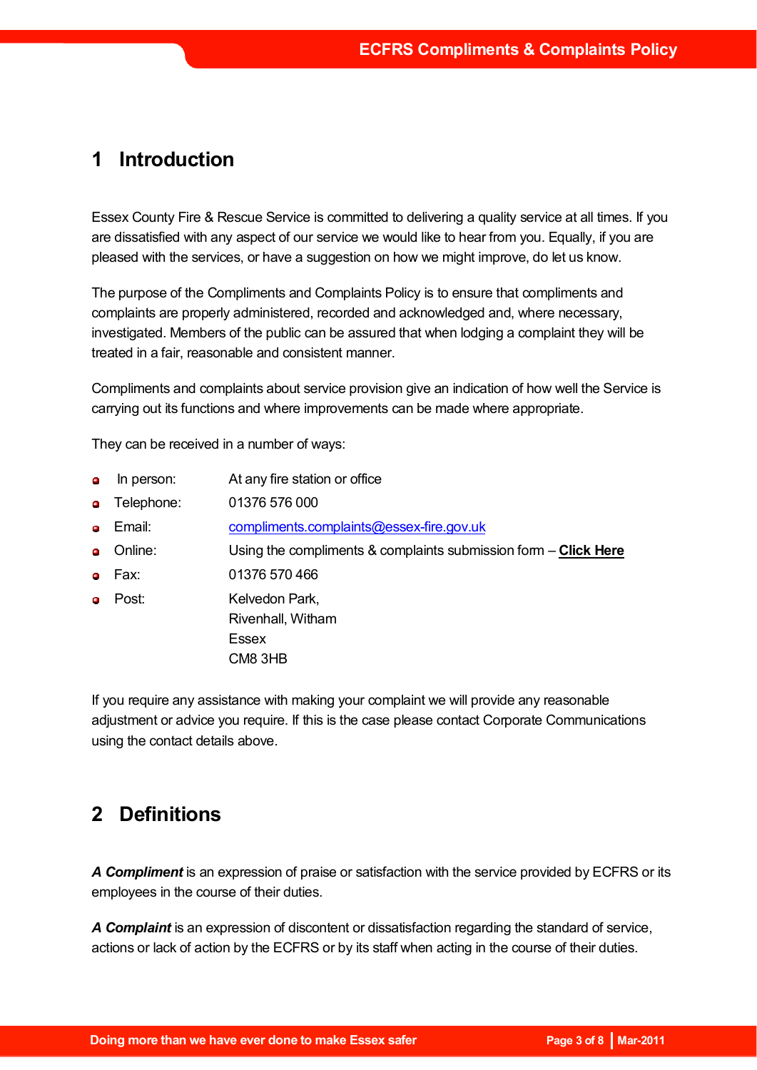# 1 Introduction

Essex County Fire & Rescue Service is committed to delivering a quality service at all times. If you are dissatisfied with any aspect of our service we would like to hear from you. Equally, if you are pleased with the services, or have a suggestion on how we might improve, do let us know.

The purpose of the Compliments and Complaints Policy is to ensure that compliments and complaints are properly administered, recorded and acknowledged and, where necessary, investigated. Members of the public can be assured that when lodging a complaint they will be treated in a fair, reasonable and consistent manner.

Compliments and complaints about service provision give an indication of how well the Service is carrying out its functions and where improvements can be made where appropriate.

They can be received in a number of ways:

- In person: At any fire station or office
- Telephone: 01376 576 000
- Email: compliments.complaints@essex-fire.gov.uk
- Online: Using the compliments & complaints submission form – **Click Here**
- Fax: 01376 570 466
- Post: Kelvedon Park,
  Rivenhall, Witham
  Essex
  CM8 3HB

If you require any assistance with making your complaint we will provide any reasonable adjustment or advice you require. If this is the case please contact Corporate Communications using the contact details above.

# 2 Definitions

***A Compliment*** is an expression of praise or satisfaction with the service provided by ECFRS or its employees in the course of their duties.

***A Complaint*** is an expression of discontent or dissatisfaction regarding the standard of service, actions or lack of action by the ECFRS or by its staff when acting in the course of their duties.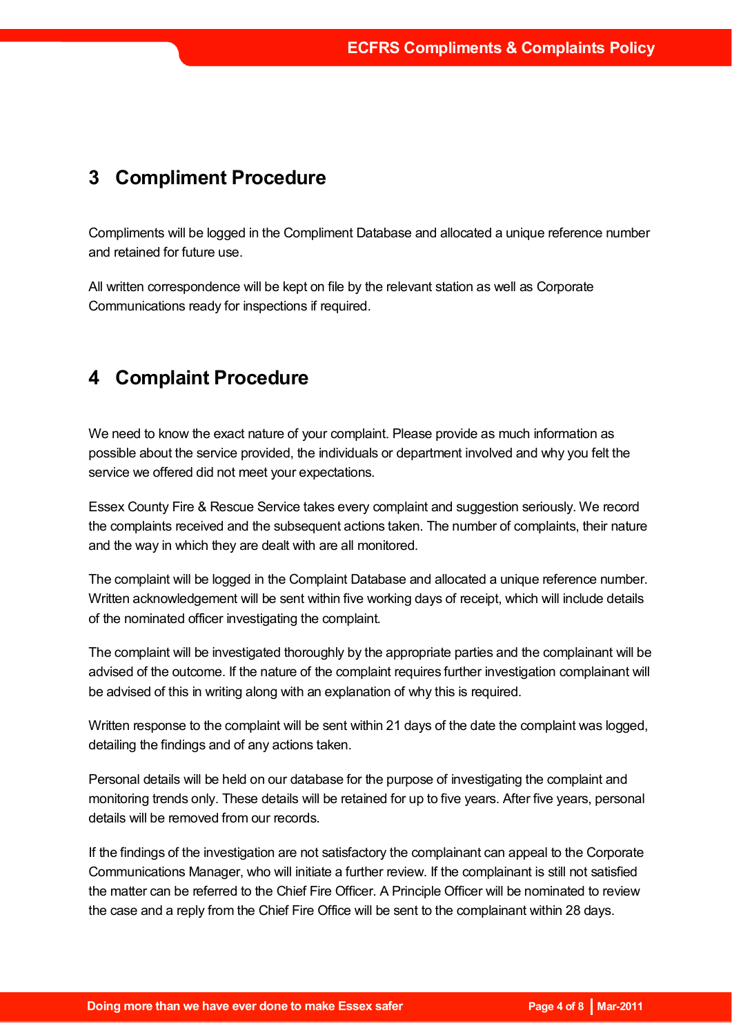## 3 Compliment Procedure

Compliments will be logged in the Compliment Database and allocated a unique reference number and retained for future use.

All written correspondence will be kept on file by the relevant station as well as Corporate Communications ready for inspections if required.

## 4 Complaint Procedure

We need to know the exact nature of your complaint. Please provide as much information as possible about the service provided, the individuals or department involved and why you felt the service we offered did not meet your expectations.

Essex County Fire & Rescue Service takes every complaint and suggestion seriously. We record the complaints received and the subsequent actions taken. The number of complaints, their nature and the way in which they are dealt with are all monitored.

The complaint will be logged in the Complaint Database and allocated a unique reference number. Written acknowledgement will be sent within five working days of receipt, which will include details of the nominated officer investigating the complaint.

The complaint will be investigated thoroughly by the appropriate parties and the complainant will be advised of the outcome. If the nature of the complaint requires further investigation complainant will be advised of this in writing along with an explanation of why this is required.

Written response to the complaint will be sent within 21 days of the date the complaint was logged, detailing the findings and of any actions taken.

Personal details will be held on our database for the purpose of investigating the complaint and monitoring trends only. These details will be retained for up to five years. After five years, personal details will be removed from our records.

If the findings of the investigation are not satisfactory the complainant can appeal to the Corporate Communications Manager, who will initiate a further review. If the complainant is still not satisfied the matter can be referred to the Chief Fire Officer. A Principle Officer will be nominated to review the case and a reply from the Chief Fire Office will be sent to the complainant within 28 days.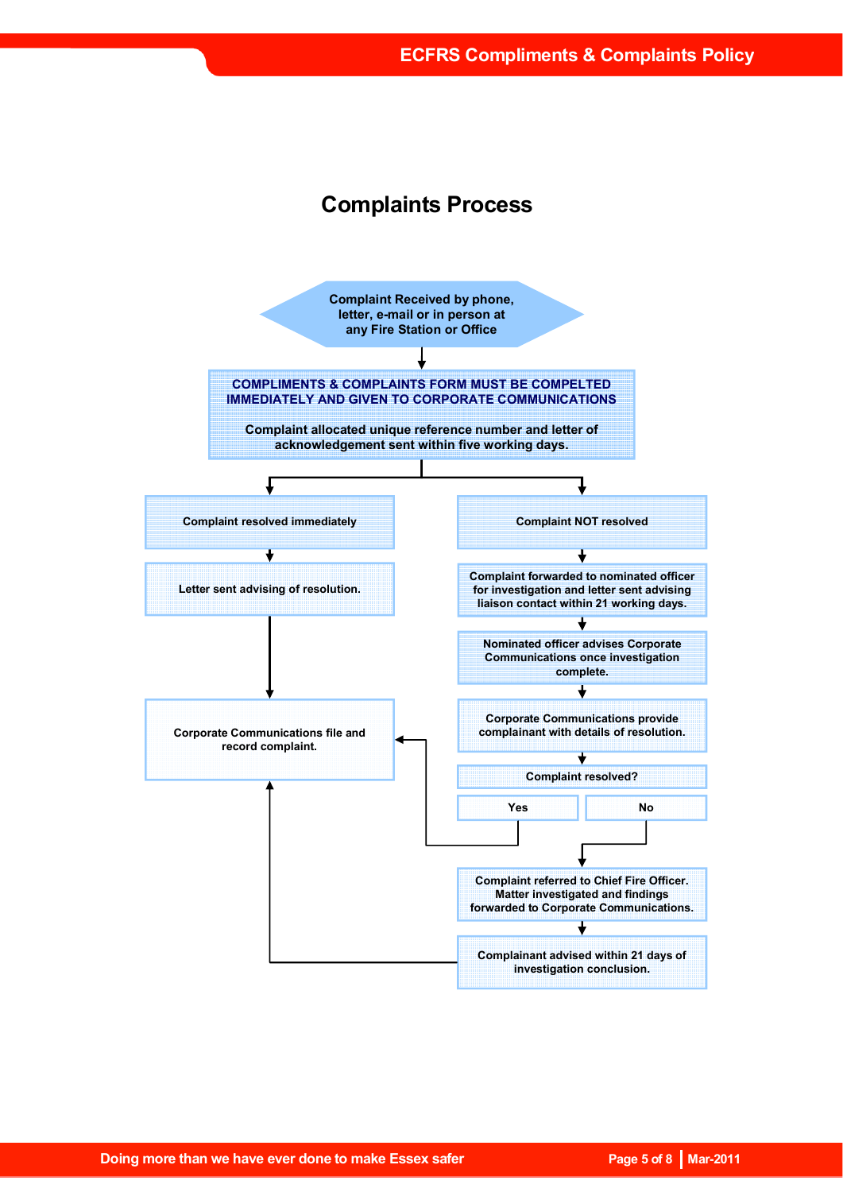# Complaints Process

Complaint Received by phone, letter, e-mail or in person at any Fire Station or Office

**COMPLIMENTS & COMPLAINTS FORM MUST BE COMPELTED IMMEDIATELY AND GIVEN TO CORPORATE COMMUNICATIONS**

**Complaint allocated unique reference number and letter of acknowledgement sent within five working days.**

**Complaint resolved immediately**

**Letter sent advising of resolution.**

**Corporate Communications file and record complaint.**

**Complaint NOT resolved**

**Complaint forwarded to nominated officer for investigation and letter sent advising liaison contact within 21 working days.**

**Nominated officer advises Corporate Communications once investigation complete.**

**Corporate Communications provide complainant with details of resolution.**

**Complaint resolved?**

**Yes**

**No**

**Complaint referred to Chief Fire Officer. Matter investigated and findings forwarded to Corporate Communications.**

**Complainant advised within 21 days of investigation conclusion.**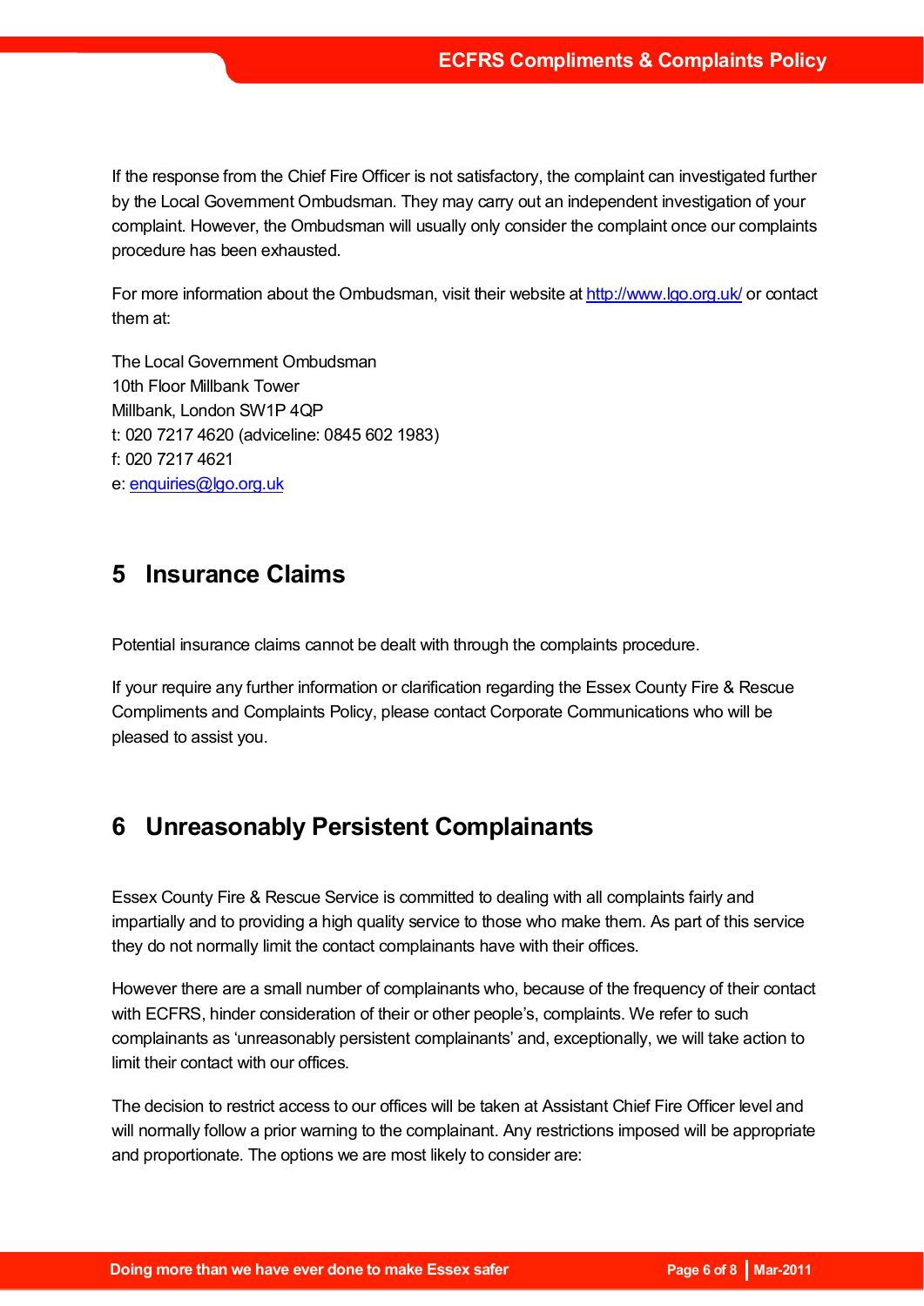If the response from the Chief Fire Officer is not satisfactory, the complaint can investigated further by the Local Government Ombudsman. They may carry out an independent investigation of your complaint. However, the Ombudsman will usually only consider the complaint once our complaints procedure has been exhausted.

For more information about the Ombudsman, visit their website at http://www.lgo.org.uk/ or contact them at:

The Local Government Ombudsman
10th Floor Millbank Tower
Millbank, London SW1P 4QP
t: 020 7217 4620 (adviceline: 0845 602 1983)
f: 020 7217 4621
e: enquiries@lgo.org.uk

# 5 Insurance Claims

Potential insurance claims cannot be dealt with through the complaints procedure.

If your require any further information or clarification regarding the Essex County Fire & Rescue Compliments and Complaints Policy, please contact Corporate Communications who will be pleased to assist you.

# 6 Unreasonably Persistent Complainants

Essex County Fire & Rescue Service is committed to dealing with all complaints fairly and impartially and to providing a high quality service to those who make them. As part of this service they do not normally limit the contact complainants have with their offices.

However there are a small number of complainants who, because of the frequency of their contact with ECFRS, hinder consideration of their or other people's, complaints. We refer to such complainants as 'unreasonably persistent complainants' and, exceptionally, we will take action to limit their contact with our offices.

The decision to restrict access to our offices will be taken at Assistant Chief Fire Officer level and will normally follow a prior warning to the complainant. Any restrictions imposed will be appropriate and proportionate. The options we are most likely to consider are: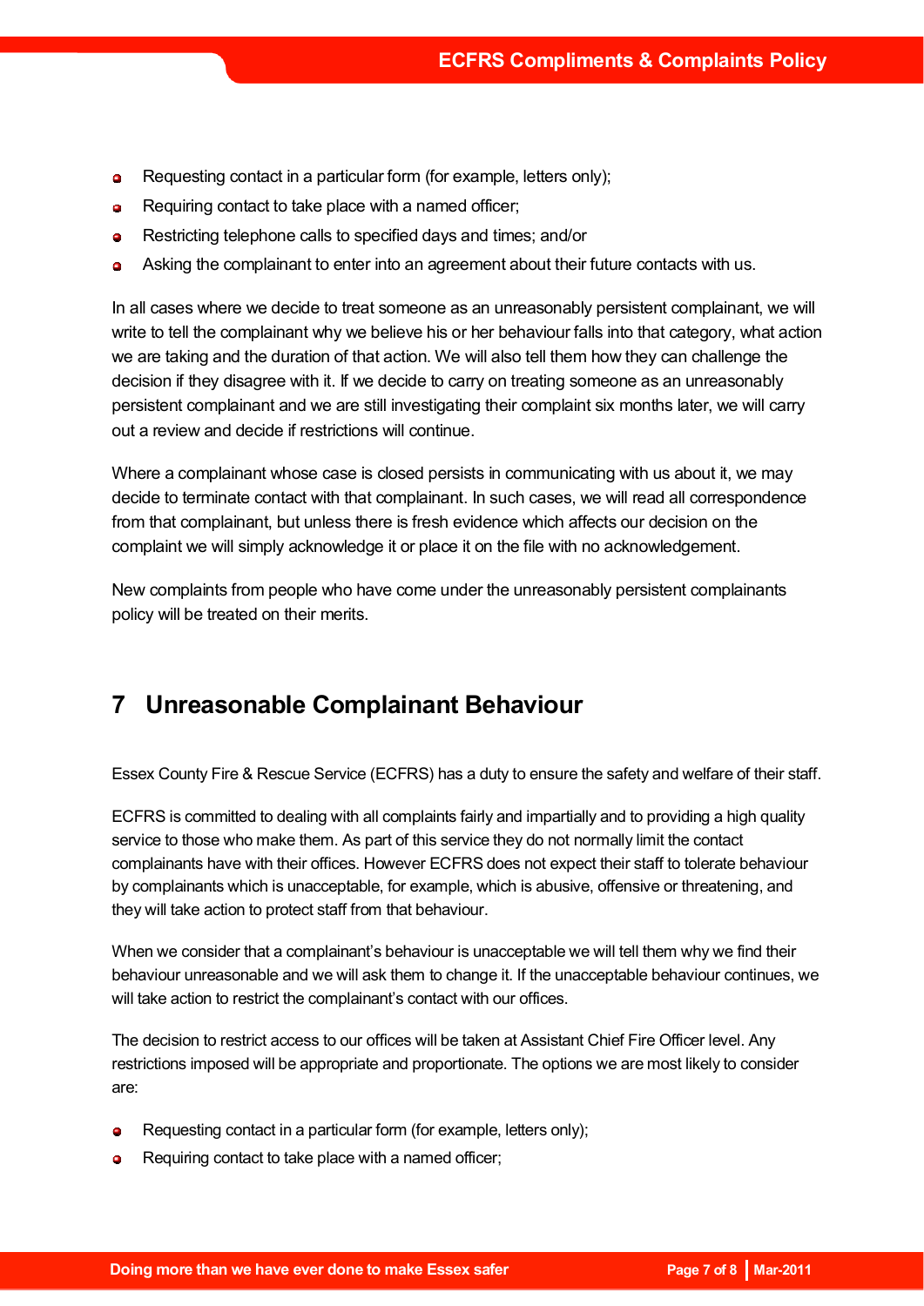- Requesting contact in a particular form (for example, letters only);
- Requiring contact to take place with a named officer;
- Restricting telephone calls to specified days and times; and/or
- Asking the complainant to enter into an agreement about their future contacts with us.

In all cases where we decide to treat someone as an unreasonably persistent complainant, we will write to tell the complainant why we believe his or her behaviour falls into that category, what action we are taking and the duration of that action. We will also tell them how they can challenge the decision if they disagree with it. If we decide to carry on treating someone as an unreasonably persistent complainant and we are still investigating their complaint six months later, we will carry out a review and decide if restrictions will continue.

Where a complainant whose case is closed persists in communicating with us about it, we may decide to terminate contact with that complainant. In such cases, we will read all correspondence from that complainant, but unless there is fresh evidence which affects our decision on the complaint we will simply acknowledge it or place it on the file with no acknowledgement.

New complaints from people who have come under the unreasonably persistent complainants policy will be treated on their merits.

# 7 Unreasonable Complainant Behaviour

Essex County Fire & Rescue Service (ECFRS) has a duty to ensure the safety and welfare of their staff.

ECFRS is committed to dealing with all complaints fairly and impartially and to providing a high quality service to those who make them. As part of this service they do not normally limit the contact complainants have with their offices. However ECFRS does not expect their staff to tolerate behaviour by complainants which is unacceptable, for example, which is abusive, offensive or threatening, and they will take action to protect staff from that behaviour.

When we consider that a complainant's behaviour is unacceptable we will tell them why we find their behaviour unreasonable and we will ask them to change it. If the unacceptable behaviour continues, we will take action to restrict the complainant's contact with our offices.

The decision to restrict access to our offices will be taken at Assistant Chief Fire Officer level. Any restrictions imposed will be appropriate and proportionate. The options we are most likely to consider are:

- Requesting contact in a particular form (for example, letters only);
- Requiring contact to take place with a named officer;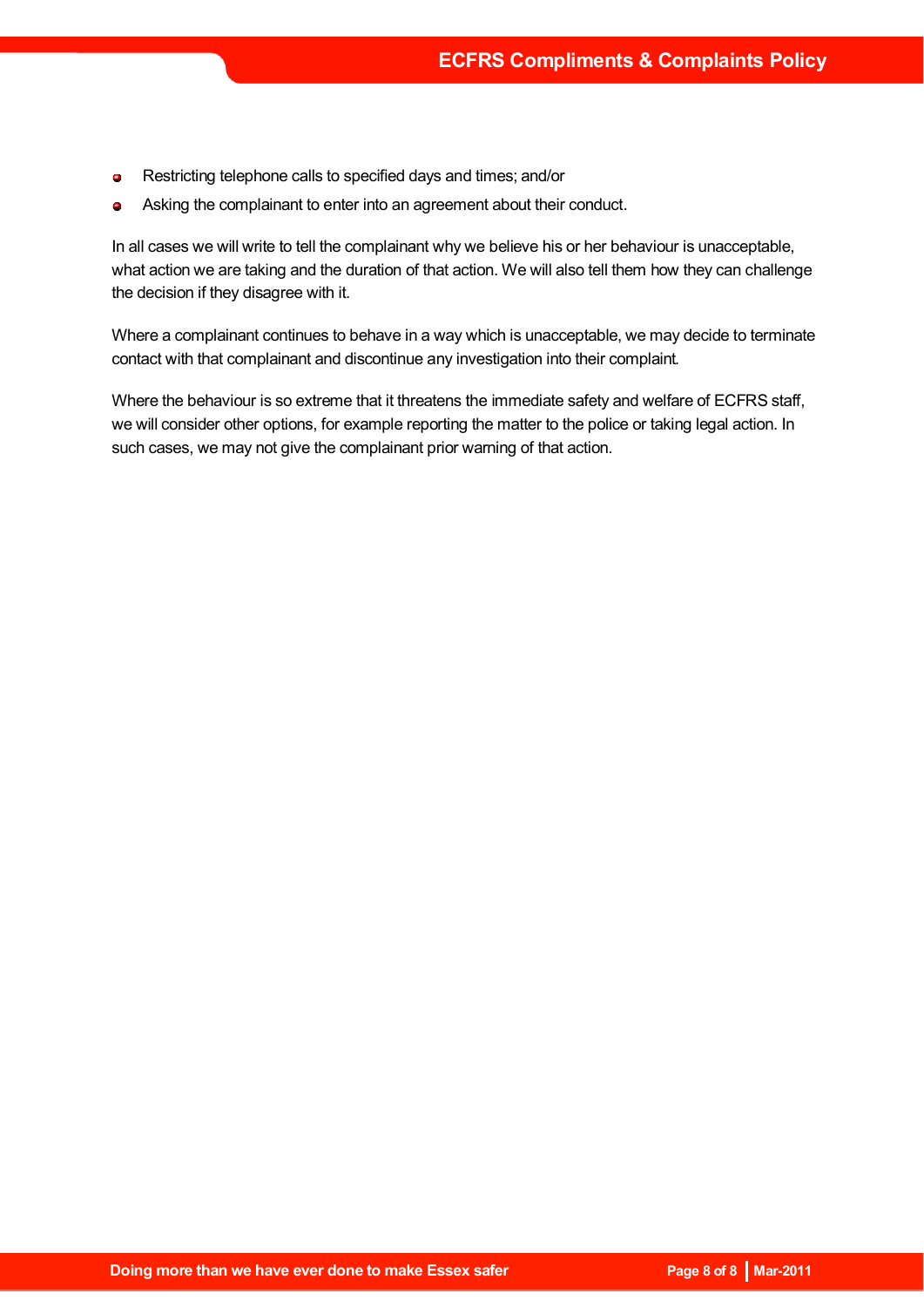- Restricting telephone calls to specified days and times; and/or
- Asking the complainant to enter into an agreement about their conduct.

In all cases we will write to tell the complainant why we believe his or her behaviour is unacceptable, what action we are taking and the duration of that action. We will also tell them how they can challenge the decision if they disagree with it.

Where a complainant continues to behave in a way which is unacceptable, we may decide to terminate contact with that complainant and discontinue any investigation into their complaint.

Where the behaviour is so extreme that it threatens the immediate safety and welfare of ECFRS staff, we will consider other options, for example reporting the matter to the police or taking legal action. In such cases, we may not give the complainant prior warning of that action.